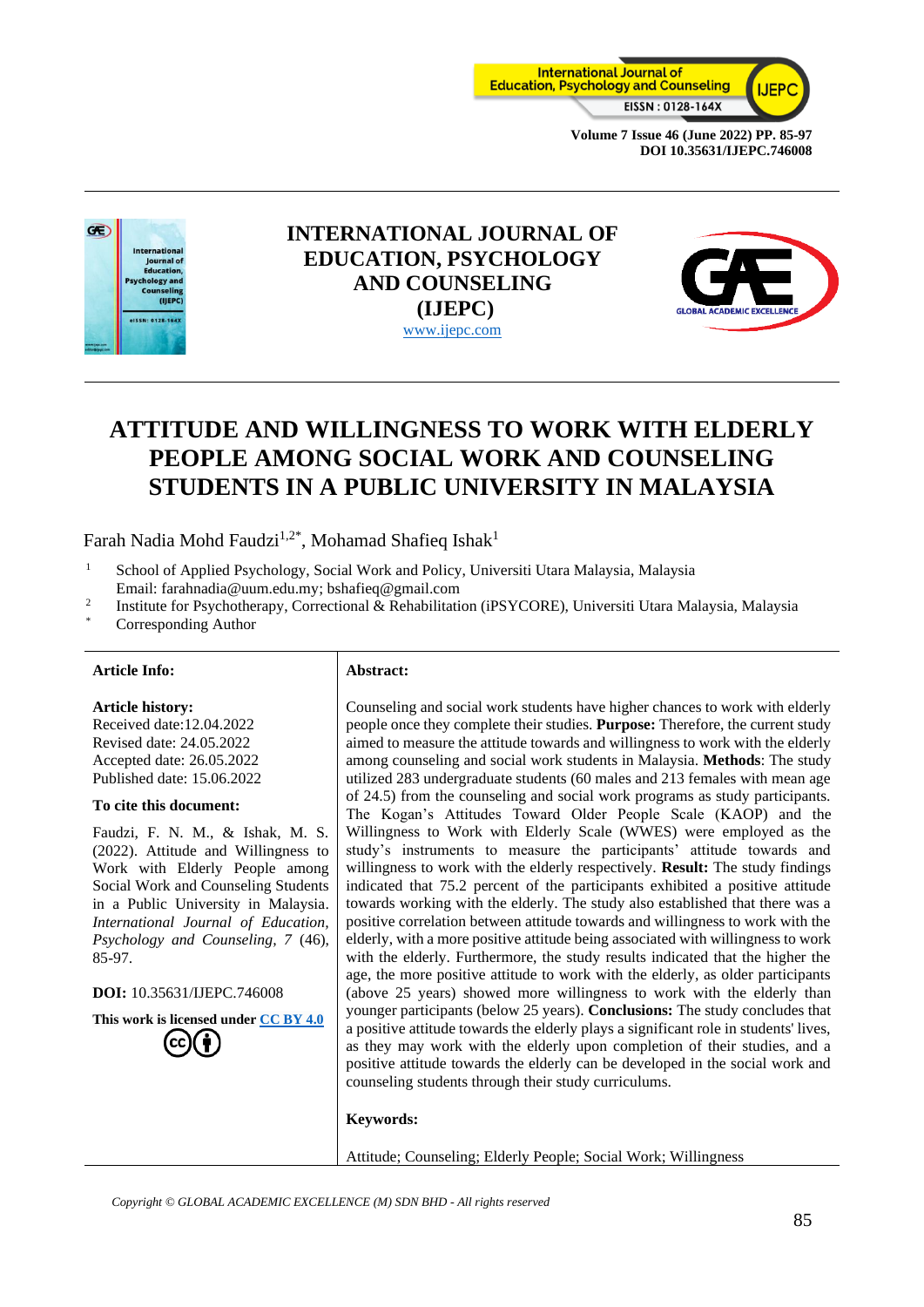# INTERNATIONAL JOURNAL OF EDUCATION, PSYCHOLOGY AND COUNSELING (IJEPC)

www.ijepc.com

# ATTITUDE AND WILLINGNESS TO WORK WITH ELDERLY PEOPLE AMONG SOCIAL WORK AND COUNSELING STUDENTS IN A PUBLIC UNIVERSITY IN MALAYSIA

Farah Nadia Mohd Faudzi[1,2*], Mohamad Shafieq Ishak[1]

[1] School of Applied Psychology, Social Work and Policy, Universiti Utara Malaysia, Malaysia
Email: farahnadia@uum.edu.my; bshafieq@gmail.com

[2] Institute for Psychotherapy, Correctional & Rehabilitation (iPSYCORE), Universiti Utara Malaysia, Malaysia

[*] Corresponding Author

**Article Info:**

**Article history:**
Received date:12.04.2022
Revised date: 24.05.2022
Accepted date: 26.05.2022
Published date: 15.06.2022

**To cite this document:**

Faudzi, F. N. M., & Ishak, M. S. (2022). Attitude and Willingness to Work with Elderly People among Social Work and Counseling Students in a Public University in Malaysia. *International Journal of Education, Psychology and Counseling, 7* (46), 85-97.

**DOI:** 10.35631/IJEPC.746008

**This work is licensed under CC BY 4.0**

**Abstract:**

Counseling and social work students have higher chances to work with elderly people once they complete their studies. **Purpose:** Therefore, the current study aimed to measure the attitude towards and willingness to work with the elderly among counseling and social work students in Malaysia. **Methods**: The study utilized 283 undergraduate students (60 males and 213 females with mean age of 24.5) from the counseling and social work programs as study participants. The Kogan's Attitudes Toward Older People Scale (KAOP) and the Willingness to Work with Elderly Scale (WWES) were employed as the study's instruments to measure the participants' attitude towards and willingness to work with the elderly respectively. **Result:** The study findings indicated that 75.2 percent of the participants exhibited a positive attitude towards working with the elderly. The study also established that there was a positive correlation between attitude towards and willingness to work with the elderly, with a more positive attitude being associated with willingness to work with the elderly. Furthermore, the study results indicated that the higher the age, the more positive attitude to work with the elderly, as older participants (above 25 years) showed more willingness to work with the elderly than younger participants (below 25 years). **Conclusions:** The study concludes that a positive attitude towards the elderly plays a significant role in students' lives, as they may work with the elderly upon completion of their studies, and a positive attitude towards the elderly can be developed in the social work and counseling students through their study curriculums.

**Keywords:**

Attitude; Counseling; Elderly People; Social Work; Willingness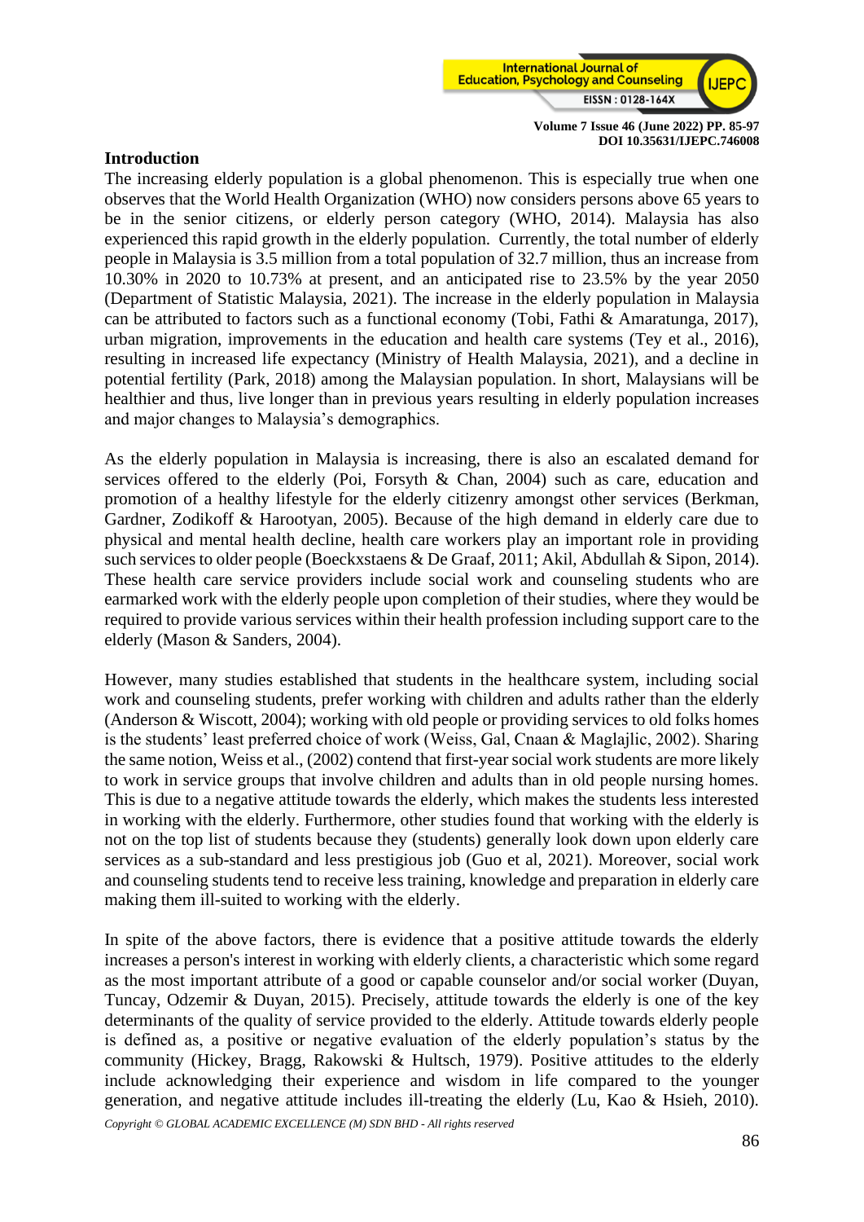## Introduction

The increasing elderly population is a global phenomenon. This is especially true when one observes that the World Health Organization (WHO) now considers persons above 65 years to be in the senior citizens, or elderly person category (WHO, 2014). Malaysia has also experienced this rapid growth in the elderly population. Currently, the total number of elderly people in Malaysia is 3.5 million from a total population of 32.7 million, thus an increase from 10.30% in 2020 to 10.73% at present, and an anticipated rise to 23.5% by the year 2050 (Department of Statistic Malaysia, 2021). The increase in the elderly population in Malaysia can be attributed to factors such as a functional economy (Tobi, Fathi & Amaratunga, 2017), urban migration, improvements in the education and health care systems (Tey et al., 2016), resulting in increased life expectancy (Ministry of Health Malaysia, 2021), and a decline in potential fertility (Park, 2018) among the Malaysian population. In short, Malaysians will be healthier and thus, live longer than in previous years resulting in elderly population increases and major changes to Malaysia's demographics.

As the elderly population in Malaysia is increasing, there is also an escalated demand for services offered to the elderly (Poi, Forsyth & Chan, 2004) such as care, education and promotion of a healthy lifestyle for the elderly citizenry amongst other services (Berkman, Gardner, Zodikoff & Harootyan, 2005). Because of the high demand in elderly care due to physical and mental health decline, health care workers play an important role in providing such services to older people (Boeckxstaens & De Graaf, 2011; Akil, Abdullah & Sipon, 2014). These health care service providers include social work and counseling students who are earmarked work with the elderly people upon completion of their studies, where they would be required to provide various services within their health profession including support care to the elderly (Mason & Sanders, 2004).

However, many studies established that students in the healthcare system, including social work and counseling students, prefer working with children and adults rather than the elderly (Anderson & Wiscott, 2004); working with old people or providing services to old folks homes is the students' least preferred choice of work (Weiss, Gal, Cnaan & Maglajlic, 2002). Sharing the same notion, Weiss et al., (2002) contend that first-year social work students are more likely to work in service groups that involve children and adults than in old people nursing homes. This is due to a negative attitude towards the elderly, which makes the students less interested in working with the elderly. Furthermore, other studies found that working with the elderly is not on the top list of students because they (students) generally look down upon elderly care services as a sub-standard and less prestigious job (Guo et al, 2021). Moreover, social work and counseling students tend to receive less training, knowledge and preparation in elderly care making them ill-suited to working with the elderly.

In spite of the above factors, there is evidence that a positive attitude towards the elderly increases a person's interest in working with elderly clients, a characteristic which some regard as the most important attribute of a good or capable counselor and/or social worker (Duyan, Tuncay, Odzemir & Duyan, 2015). Precisely, attitude towards the elderly is one of the key determinants of the quality of service provided to the elderly. Attitude towards elderly people is defined as, a positive or negative evaluation of the elderly population's status by the community (Hickey, Bragg, Rakowski & Hultsch, 1979). Positive attitudes to the elderly include acknowledging their experience and wisdom in life compared to the younger generation, and negative attitude includes ill-treating the elderly (Lu, Kao & Hsieh, 2010).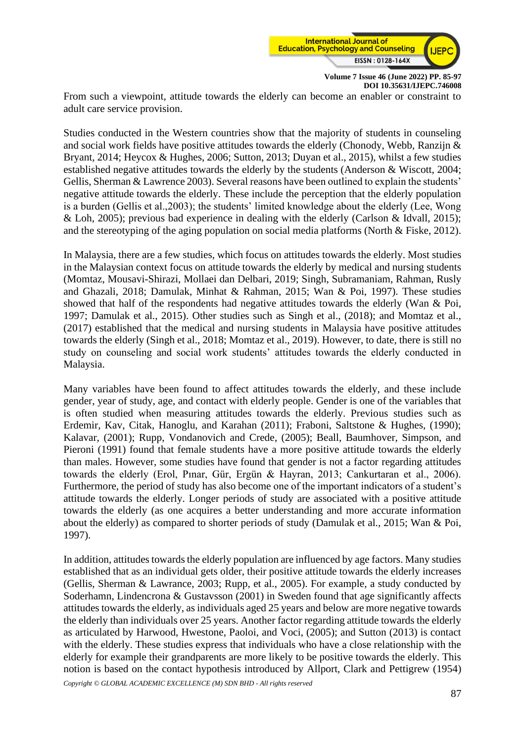From such a viewpoint, attitude towards the elderly can become an enabler or constraint to adult care service provision.

Studies conducted in the Western countries show that the majority of students in counseling and social work fields have positive attitudes towards the elderly (Chonody, Webb, Ranzijn & Bryant, 2014; Heycox & Hughes, 2006; Sutton, 2013; Duyan et al., 2015), whilst a few studies established negative attitudes towards the elderly by the students (Anderson & Wiscott, 2004; Gellis, Sherman & Lawrence 2003). Several reasons have been outlined to explain the students' negative attitude towards the elderly. These include the perception that the elderly population is a burden (Gellis et al.,2003); the students' limited knowledge about the elderly (Lee, Wong & Loh, 2005); previous bad experience in dealing with the elderly (Carlson & Idvall, 2015); and the stereotyping of the aging population on social media platforms (North & Fiske, 2012).

In Malaysia, there are a few studies, which focus on attitudes towards the elderly. Most studies in the Malaysian context focus on attitude towards the elderly by medical and nursing students (Momtaz, Mousavi-Shirazi, Mollaei dan Delbari, 2019; Singh, Subramaniam, Rahman, Rusly and Ghazali, 2018; Damulak, Minhat & Rahman, 2015; Wan & Poi, 1997). These studies showed that half of the respondents had negative attitudes towards the elderly (Wan & Poi, 1997; Damulak et al., 2015). Other studies such as Singh et al., (2018); and Momtaz et al., (2017) established that the medical and nursing students in Malaysia have positive attitudes towards the elderly (Singh et al., 2018; Momtaz et al., 2019). However, to date, there is still no study on counseling and social work students' attitudes towards the elderly conducted in Malaysia.

Many variables have been found to affect attitudes towards the elderly, and these include gender, year of study, age, and contact with elderly people. Gender is one of the variables that is often studied when measuring attitudes towards the elderly. Previous studies such as Erdemir, Kav, Citak, Hanoglu, and Karahan (2011); Fraboni, Saltstone & Hughes, (1990); Kalavar, (2001); Rupp, Vondanovich and Crede, (2005); Beall, Baumhover, Simpson, and Pieroni (1991) found that female students have a more positive attitude towards the elderly than males. However, some studies have found that gender is not a factor regarding attitudes towards the elderly (Erol, Pınar, Gür, Ergün & Hayran, 2013; Cankurtaran et al., 2006). Furthermore, the period of study has also become one of the important indicators of a student's attitude towards the elderly. Longer periods of study are associated with a positive attitude towards the elderly (as one acquires a better understanding and more accurate information about the elderly) as compared to shorter periods of study (Damulak et al., 2015; Wan & Poi, 1997).

In addition, attitudes towards the elderly population are influenced by age factors. Many studies established that as an individual gets older, their positive attitude towards the elderly increases (Gellis, Sherman & Lawrance, 2003; Rupp, et al., 2005). For example, a study conducted by Soderhamn, Lindencrona & Gustavsson (2001) in Sweden found that age significantly affects attitudes towards the elderly, as individuals aged 25 years and below are more negative towards the elderly than individuals over 25 years. Another factor regarding attitude towards the elderly as articulated by Harwood, Hwestone, Paoloi, and Voci, (2005); and Sutton (2013) is contact with the elderly. These studies express that individuals who have a close relationship with the elderly for example their grandparents are more likely to be positive towards the elderly. This notion is based on the contact hypothesis introduced by Allport, Clark and Pettigrew (1954)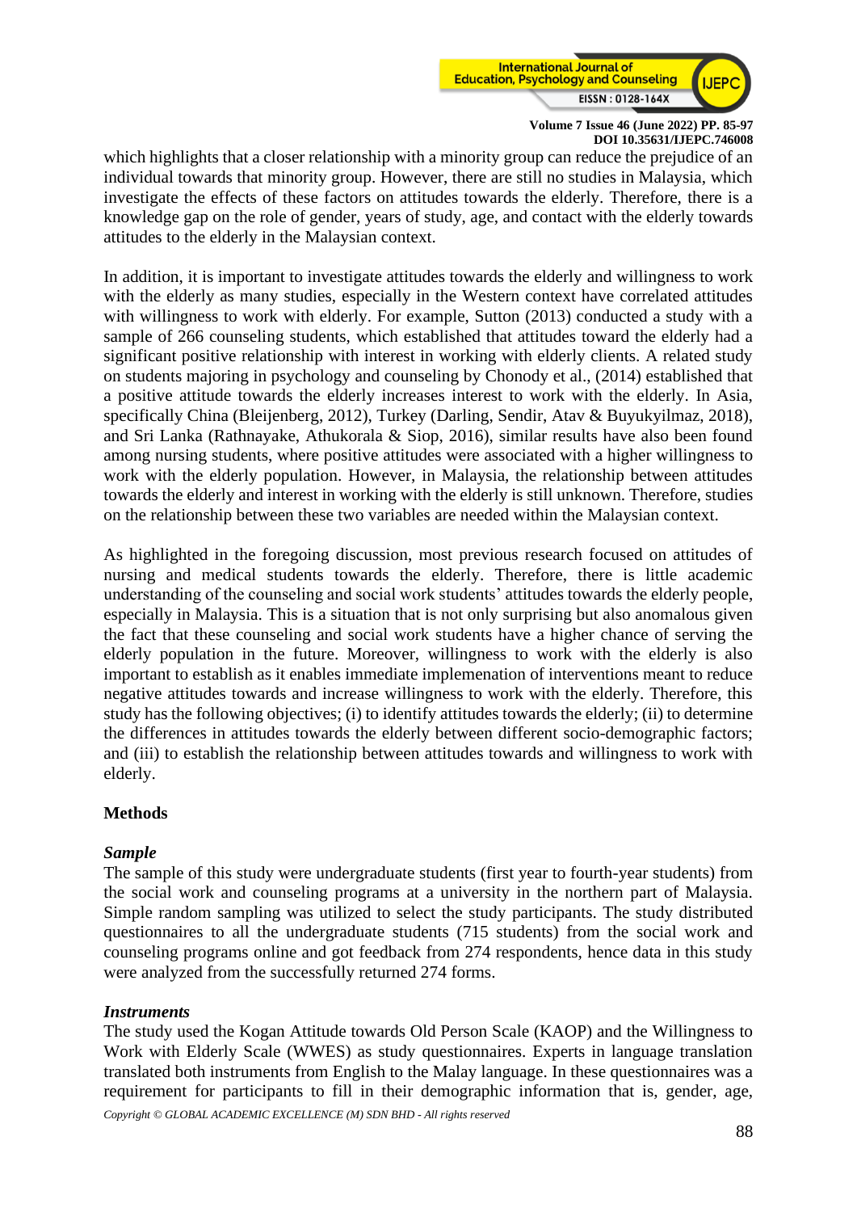which highlights that a closer relationship with a minority group can reduce the prejudice of an individual towards that minority group. However, there are still no studies in Malaysia, which investigate the effects of these factors on attitudes towards the elderly. Therefore, there is a knowledge gap on the role of gender, years of study, age, and contact with the elderly towards attitudes to the elderly in the Malaysian context.

In addition, it is important to investigate attitudes towards the elderly and willingness to work with the elderly as many studies, especially in the Western context have correlated attitudes with willingness to work with elderly. For example, Sutton (2013) conducted a study with a sample of 266 counseling students, which established that attitudes toward the elderly had a significant positive relationship with interest in working with elderly clients. A related study on students majoring in psychology and counseling by Chonody et al., (2014) established that a positive attitude towards the elderly increases interest to work with the elderly. In Asia, specifically China (Bleijenberg, 2012), Turkey (Darling, Sendir, Atav & Buyukyilmaz, 2018), and Sri Lanka (Rathnayake, Athukorala & Siop, 2016), similar results have also been found among nursing students, where positive attitudes were associated with a higher willingness to work with the elderly population. However, in Malaysia, the relationship between attitudes towards the elderly and interest in working with the elderly is still unknown. Therefore, studies on the relationship between these two variables are needed within the Malaysian context.

As highlighted in the foregoing discussion, most previous research focused on attitudes of nursing and medical students towards the elderly. Therefore, there is little academic understanding of the counseling and social work students' attitudes towards the elderly people, especially in Malaysia. This is a situation that is not only surprising but also anomalous given the fact that these counseling and social work students have a higher chance of serving the elderly population in the future. Moreover, willingness to work with the elderly is also important to establish as it enables immediate implemenation of interventions meant to reduce negative attitudes towards and increase willingness to work with the elderly. Therefore, this study has the following objectives; (i) to identify attitudes towards the elderly; (ii) to determine the differences in attitudes towards the elderly between different socio-demographic factors; and (iii) to establish the relationship between attitudes towards and willingness to work with elderly.

## Methods

### *Sample*

The sample of this study were undergraduate students (first year to fourth-year students) from the social work and counseling programs at a university in the northern part of Malaysia. Simple random sampling was utilized to select the study participants. The study distributed questionnaires to all the undergraduate students (715 students) from the social work and counseling programs online and got feedback from 274 respondents, hence data in this study were analyzed from the successfully returned 274 forms.

### *Instruments*

The study used the Kogan Attitude towards Old Person Scale (KAOP) and the Willingness to Work with Elderly Scale (WWES) as study questionnaires. Experts in language translation translated both instruments from English to the Malay language. In these questionnaires was a requirement for participants to fill in their demographic information that is, gender, age,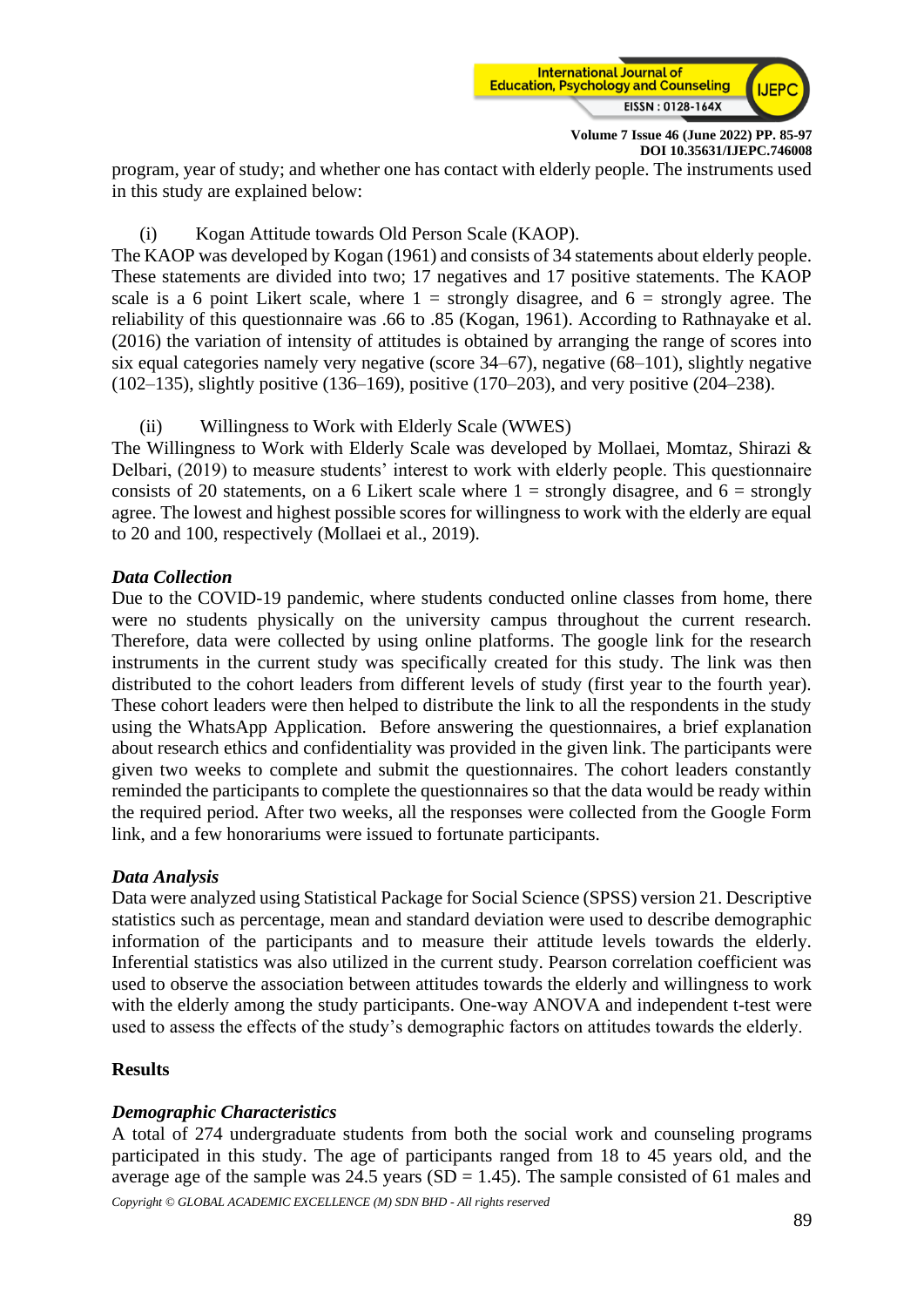program, year of study; and whether one has contact with elderly people. The instruments used in this study are explained below:

(i) Kogan Attitude towards Old Person Scale (KAOP).

The KAOP was developed by Kogan (1961) and consists of 34 statements about elderly people. These statements are divided into two; 17 negatives and 17 positive statements. The KAOP scale is a 6 point Likert scale, where 1 = strongly disagree, and 6 = strongly agree. The reliability of this questionnaire was .66 to .85 (Kogan, 1961). According to Rathnayake et al. (2016) the variation of intensity of attitudes is obtained by arranging the range of scores into six equal categories namely very negative (score 34–67), negative (68–101), slightly negative (102–135), slightly positive (136–169), positive (170–203), and very positive (204–238).

(ii) Willingness to Work with Elderly Scale (WWES)

The Willingness to Work with Elderly Scale was developed by Mollaei, Momtaz, Shirazi & Delbari, (2019) to measure students' interest to work with elderly people. This questionnaire consists of 20 statements, on a 6 Likert scale where 1 = strongly disagree, and 6 = strongly agree. The lowest and highest possible scores for willingness to work with the elderly are equal to 20 and 100, respectively (Mollaei et al., 2019).

### *Data Collection*

Due to the COVID-19 pandemic, where students conducted online classes from home, there were no students physically on the university campus throughout the current research. Therefore, data were collected by using online platforms. The google link for the research instruments in the current study was specifically created for this study. The link was then distributed to the cohort leaders from different levels of study (first year to the fourth year). These cohort leaders were then helped to distribute the link to all the respondents in the study using the WhatsApp Application. Before answering the questionnaires, a brief explanation about research ethics and confidentiality was provided in the given link. The participants were given two weeks to complete and submit the questionnaires. The cohort leaders constantly reminded the participants to complete the questionnaires so that the data would be ready within the required period. After two weeks, all the responses were collected from the Google Form link, and a few honorariums were issued to fortunate participants.

### *Data Analysis*

Data were analyzed using Statistical Package for Social Science (SPSS) version 21. Descriptive statistics such as percentage, mean and standard deviation were used to describe demographic information of the participants and to measure their attitude levels towards the elderly. Inferential statistics was also utilized in the current study. Pearson correlation coefficient was used to observe the association between attitudes towards the elderly and willingness to work with the elderly among the study participants. One-way ANOVA and independent t-test were used to assess the effects of the study's demographic factors on attitudes towards the elderly.

## Results

### *Demographic Characteristics*

A total of 274 undergraduate students from both the social work and counseling programs participated in this study. The age of participants ranged from 18 to 45 years old, and the average age of the sample was 24.5 years (SD = 1.45). The sample consisted of 61 males and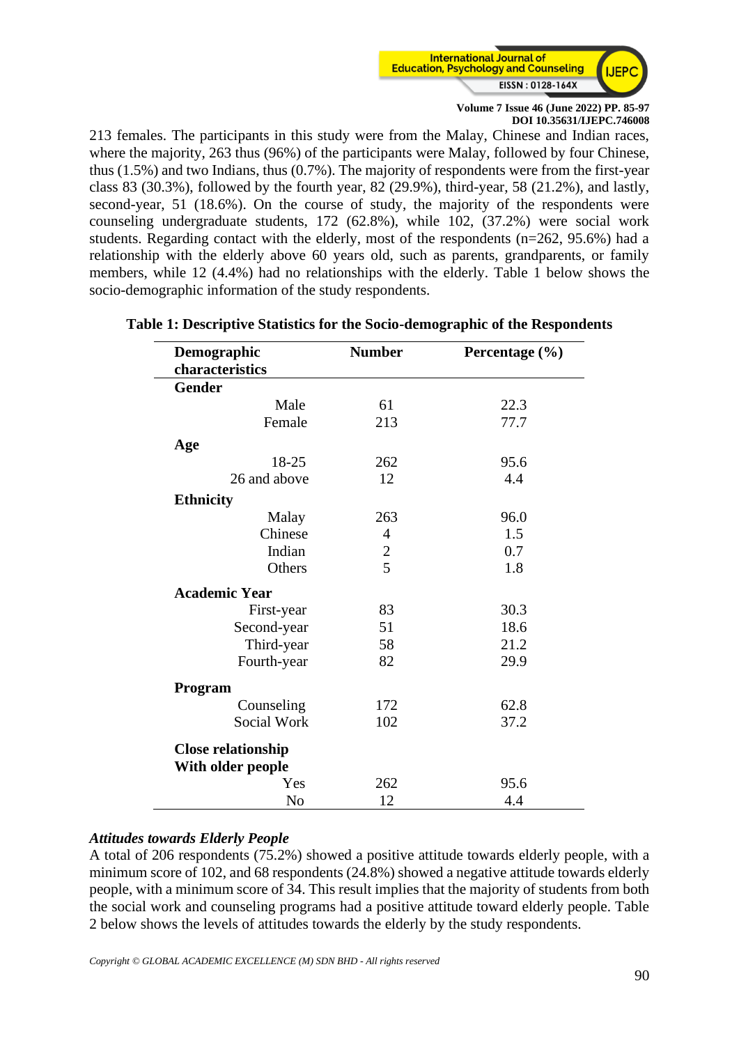213 females. The participants in this study were from the Malay, Chinese and Indian races, where the majority, 263 thus (96%) of the participants were Malay, followed by four Chinese, thus (1.5%) and two Indians, thus (0.7%). The majority of respondents were from the first-year class 83 (30.3%), followed by the fourth year, 82 (29.9%), third-year, 58 (21.2%), and lastly, second-year, 51 (18.6%). On the course of study, the majority of the respondents were counseling undergraduate students, 172 (62.8%), while 102, (37.2%) were social work students. Regarding contact with the elderly, most of the respondents (n=262, 95.6%) had a relationship with the elderly above 60 years old, such as parents, grandparents, or family members, while 12 (4.4%) had no relationships with the elderly. Table 1 below shows the socio-demographic information of the study respondents.

**Table 1: Descriptive Statistics for the Socio-demographic of the Respondents**

| Demographic characteristics | Number | Percentage (%) |
|---|---|---|
| **Gender** | | |
| Male | 61 | 22.3 |
| Female | 213 | 77.7 |
| **Age** | | |
| 18-25 | 262 | 95.6 |
| 26 and above | 12 | 4.4 |
| **Ethnicity** | | |
| Malay | 263 | 96.0 |
| Chinese | 4 | 1.5 |
| Indian | 2 | 0.7 |
| Others | 5 | 1.8 |
| **Academic Year** | | |
| First-year | 83 | 30.3 |
| Second-year | 51 | 18.6 |
| Third-year | 58 | 21.2 |
| Fourth-year | 82 | 29.9 |
| **Program** | | |
| Counseling | 172 | 62.8 |
| Social Work | 102 | 37.2 |
| **Close relationship With older people** | | |
| Yes | 262 | 95.6 |
| No | 12 | 4.4 |

***Attitudes towards Elderly People***

A total of 206 respondents (75.2%) showed a positive attitude towards elderly people, with a minimum score of 102, and 68 respondents (24.8%) showed a negative attitude towards elderly people, with a minimum score of 34. This result implies that the majority of students from both the social work and counseling programs had a positive attitude toward elderly people. Table 2 below shows the levels of attitudes towards the elderly by the study respondents.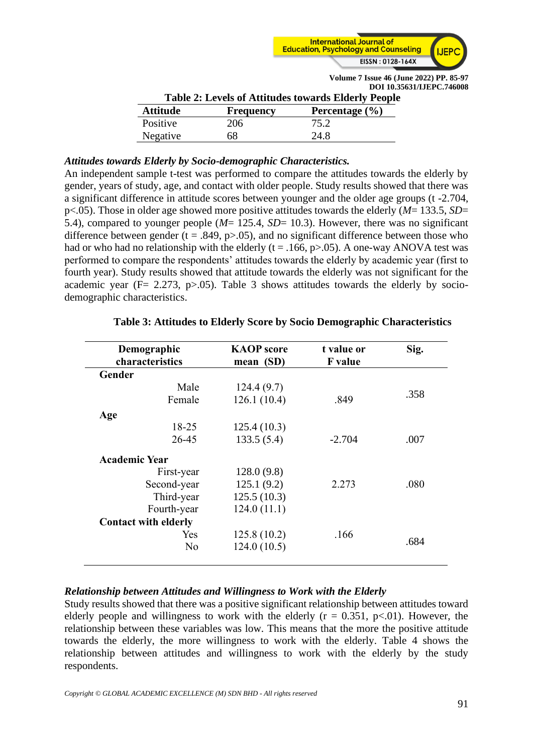**Table 2: Levels of Attitudes towards Elderly People**

| Attitude | Frequency | Percentage (%) |
|---|---|---|
| Positive | 206 | 75.2 |
| Negative | 68 | 24.8 |

***Attitudes towards Elderly by Socio-demographic Characteristics.***

An independent sample t-test was performed to compare the attitudes towards the elderly by gender, years of study, age, and contact with older people. Study results showed that there was a significant difference in attitude scores between younger and the older age groups (t -2.704, $p<.05$). Those in older age showed more positive attitudes towards the elderly (*M*= 133.5, *SD*= 5.4), compared to younger people (*M*= 125.4, *SD*= 10.3). However, there was no significant difference between gender (t = .849, $p>.05$), and no significant difference between those who had or who had no relationship with the elderly (t = .166, $p>.05$). A one-way ANOVA test was performed to compare the respondents' attitudes towards the elderly by academic year (first to fourth year). Study results showed that attitude towards the elderly was not significant for the academic year (F= 2.273, $p>.05$). Table 3 shows attitudes towards the elderly by socio-demographic characteristics.

**Table 3: Attitudes to Elderly Score by Socio Demographic Characteristics**

| Demographic characteristics | KAOP score mean (SD) | t value or F value | Sig. |
|---|---|---|---|
| **Gender** | | | |
| Male | 124.4 (9.7) | | |
| Female | 126.1 (10.4) | .849 | .358 |
| **Age** | | | |
| 18-25 | 125.4 (10.3) | | |
| 26-45 | 133.5 (5.4) | -2.704 | .007 |
| **Academic Year** | | | |
| First-year | 128.0 (9.8) | | |
| Second-year | 125.1 (9.2) | 2.273 | .080 |
| Third-year | 125.5 (10.3) | | |
| Fourth-year | 124.0 (11.1) | | |
| **Contact with elderly** | | | |
| Yes | 125.8 (10.2) | .166 | |
| No | 124.0 (10.5) | | .684 |

***Relationship between Attitudes and Willingness to Work with the Elderly***

Study results showed that there was a positive significant relationship between attitudes toward elderly people and willingness to work with the elderly ($r = 0.351$, $p<.01$). However, the relationship between these variables was low. This means that the more the positive attitude towards the elderly, the more willingness to work with the elderly. Table 4 shows the relationship between attitudes and willingness to work with the elderly by the study respondents.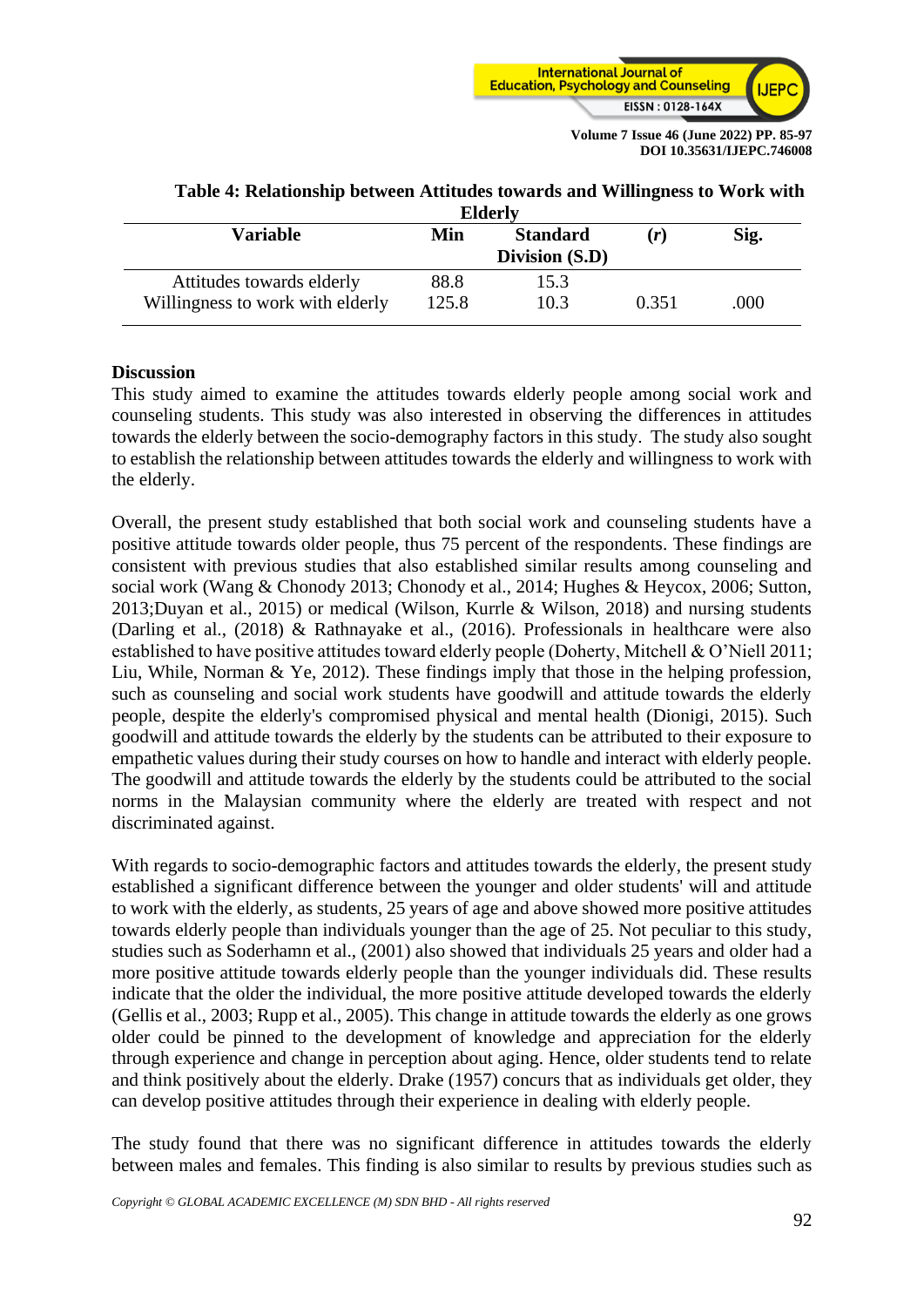**Table 4: Relationship between Attitudes towards and Willingness to Work with Elderly**

| Variable | Min | Standard Division (S.D) | (*r*) | Sig. |
|---|---|---|---|---|
| Attitudes towards elderly | 88.8 | 15.3 | | |
| Willingness to work with elderly | 125.8 | 10.3 | 0.351 | .000 |

## Discussion

This study aimed to examine the attitudes towards elderly people among social work and counseling students. This study was also interested in observing the differences in attitudes towards the elderly between the socio-demography factors in this study. The study also sought to establish the relationship between attitudes towards the elderly and willingness to work with the elderly.

Overall, the present study established that both social work and counseling students have a positive attitude towards older people, thus 75 percent of the respondents. These findings are consistent with previous studies that also established similar results among counseling and social work (Wang & Chonody 2013; Chonody et al., 2014; Hughes & Heycox, 2006; Sutton, 2013;Duyan et al., 2015) or medical (Wilson, Kurrle & Wilson, 2018) and nursing students (Darling et al., (2018) & Rathnayake et al., (2016). Professionals in healthcare were also established to have positive attitudes toward elderly people (Doherty, Mitchell & O'Niell 2011; Liu, While, Norman & Ye, 2012). These findings imply that those in the helping profession, such as counseling and social work students have goodwill and attitude towards the elderly people, despite the elderly's compromised physical and mental health (Dionigi, 2015). Such goodwill and attitude towards the elderly by the students can be attributed to their exposure to empathetic values during their study courses on how to handle and interact with elderly people. The goodwill and attitude towards the elderly by the students could be attributed to the social norms in the Malaysian community where the elderly are treated with respect and not discriminated against.

With regards to socio-demographic factors and attitudes towards the elderly, the present study established a significant difference between the younger and older students' will and attitude to work with the elderly, as students, 25 years of age and above showed more positive attitudes towards elderly people than individuals younger than the age of 25. Not peculiar to this study, studies such as Soderhamn et al., (2001) also showed that individuals 25 years and older had a more positive attitude towards elderly people than the younger individuals did. These results indicate that the older the individual, the more positive attitude developed towards the elderly (Gellis et al., 2003; Rupp et al., 2005). This change in attitude towards the elderly as one grows older could be pinned to the development of knowledge and appreciation for the elderly through experience and change in perception about aging. Hence, older students tend to relate and think positively about the elderly. Drake (1957) concurs that as individuals get older, they can develop positive attitudes through their experience in dealing with elderly people.

The study found that there was no significant difference in attitudes towards the elderly between males and females. This finding is also similar to results by previous studies such as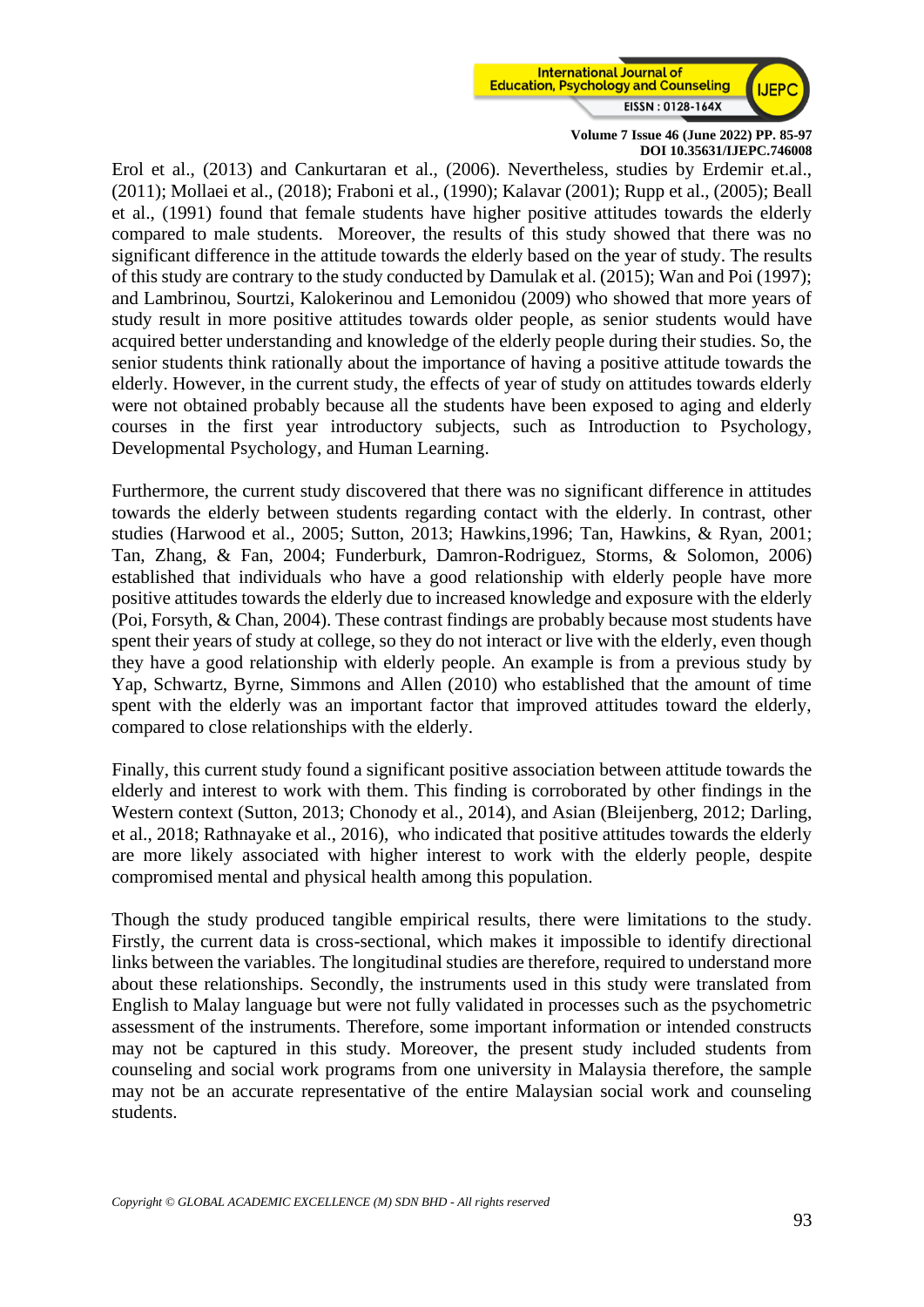Erol et al., (2013) and Cankurtaran et al., (2006). Nevertheless, studies by Erdemir et.al., (2011); Mollaei et al., (2018); Fraboni et al., (1990); Kalavar (2001); Rupp et al., (2005); Beall et al., (1991) found that female students have higher positive attitudes towards the elderly compared to male students. Moreover, the results of this study showed that there was no significant difference in the attitude towards the elderly based on the year of study. The results of this study are contrary to the study conducted by Damulak et al. (2015); Wan and Poi (1997); and Lambrinou, Sourtzi, Kalokerinou and Lemonidou (2009) who showed that more years of study result in more positive attitudes towards older people, as senior students would have acquired better understanding and knowledge of the elderly people during their studies. So, the senior students think rationally about the importance of having a positive attitude towards the elderly. However, in the current study, the effects of year of study on attitudes towards elderly were not obtained probably because all the students have been exposed to aging and elderly courses in the first year introductory subjects, such as Introduction to Psychology, Developmental Psychology, and Human Learning.

Furthermore, the current study discovered that there was no significant difference in attitudes towards the elderly between students regarding contact with the elderly. In contrast, other studies (Harwood et al., 2005; Sutton, 2013; Hawkins,1996; Tan, Hawkins, & Ryan, 2001; Tan, Zhang, & Fan, 2004; Funderburk, Damron-Rodriguez, Storms, & Solomon, 2006) established that individuals who have a good relationship with elderly people have more positive attitudes towards the elderly due to increased knowledge and exposure with the elderly (Poi, Forsyth, & Chan, 2004). These contrast findings are probably because most students have spent their years of study at college, so they do not interact or live with the elderly, even though they have a good relationship with elderly people. An example is from a previous study by Yap, Schwartz, Byrne, Simmons and Allen (2010) who established that the amount of time spent with the elderly was an important factor that improved attitudes toward the elderly, compared to close relationships with the elderly.

Finally, this current study found a significant positive association between attitude towards the elderly and interest to work with them. This finding is corroborated by other findings in the Western context (Sutton, 2013; Chonody et al., 2014), and Asian (Bleijenberg, 2012; Darling, et al., 2018; Rathnayake et al., 2016), who indicated that positive attitudes towards the elderly are more likely associated with higher interest to work with the elderly people, despite compromised mental and physical health among this population.

Though the study produced tangible empirical results, there were limitations to the study. Firstly, the current data is cross-sectional, which makes it impossible to identify directional links between the variables. The longitudinal studies are therefore, required to understand more about these relationships. Secondly, the instruments used in this study were translated from English to Malay language but were not fully validated in processes such as the psychometric assessment of the instruments. Therefore, some important information or intended constructs may not be captured in this study. Moreover, the present study included students from counseling and social work programs from one university in Malaysia therefore, the sample may not be an accurate representative of the entire Malaysian social work and counseling students.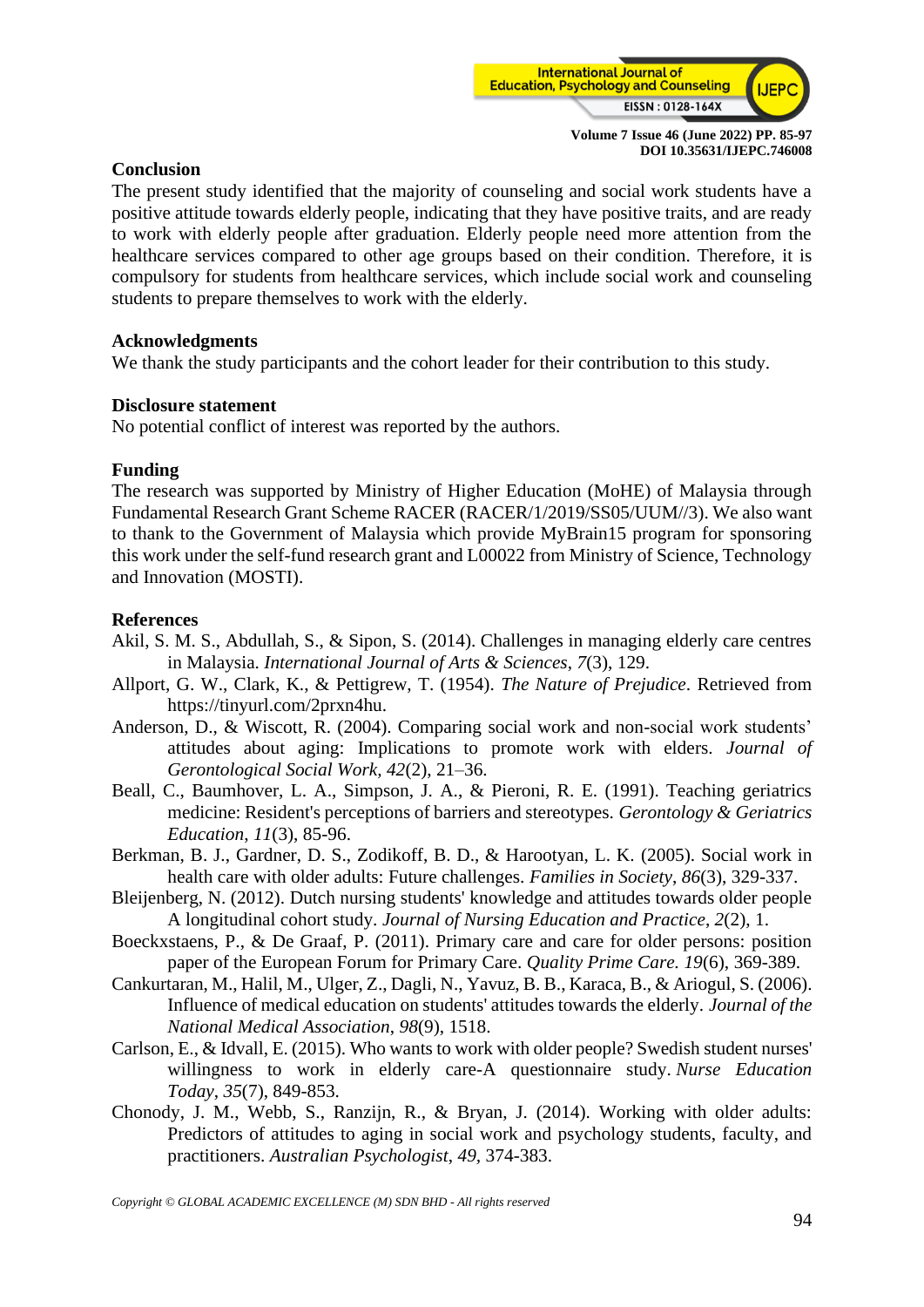## Conclusion

The present study identified that the majority of counseling and social work students have a positive attitude towards elderly people, indicating that they have positive traits, and are ready to work with elderly people after graduation. Elderly people need more attention from the healthcare services compared to other age groups based on their condition. Therefore, it is compulsory for students from healthcare services, which include social work and counseling students to prepare themselves to work with the elderly.

## Acknowledgments

We thank the study participants and the cohort leader for their contribution to this study.

## Disclosure statement

No potential conflict of interest was reported by the authors.

## Funding

The research was supported by Ministry of Higher Education (MoHE) of Malaysia through Fundamental Research Grant Scheme RACER (RACER/1/2019/SS05/UUM//3). We also want to thank to the Government of Malaysia which provide MyBrain15 program for sponsoring this work under the self-fund research grant and L00022 from Ministry of Science, Technology and Innovation (MOSTI).

## References

Akil, S. M. S., Abdullah, S., & Sipon, S. (2014). Challenges in managing elderly care centres in Malaysia. *International Journal of Arts & Sciences*, *7*(3), 129.

Allport, G. W., Clark, K., & Pettigrew, T. (1954). *The Nature of Prejudice*. Retrieved from https://tinyurl.com/2prxn4hu.

Anderson, D., & Wiscott, R. (2004). Comparing social work and non-social work students' attitudes about aging: Implications to promote work with elders. *Journal of Gerontological Social Work, 42*(2), 21–36.

Beall, C., Baumhover, L. A., Simpson, J. A., & Pieroni, R. E. (1991). Teaching geriatrics medicine: Resident's perceptions of barriers and stereotypes. *Gerontology & Geriatrics Education*, *11*(3), 85-96.

Berkman, B. J., Gardner, D. S., Zodikoff, B. D., & Harootyan, L. K. (2005). Social work in health care with older adults: Future challenges. *Families in Society*, *86*(3), 329-337.

Bleijenberg, N. (2012). Dutch nursing students' knowledge and attitudes towards older people A longitudinal cohort study. *Journal of Nursing Education and Practice*, *2*(2), 1.

Boeckxstaens, P., & De Graaf, P. (2011). Primary care and care for older persons: position paper of the European Forum for Primary Care. *Quality Prime Care. 19*(6), 369-389.

Cankurtaran, M., Halil, M., Ulger, Z., Dagli, N., Yavuz, B. B., Karaca, B., & Ariogul, S. (2006). Influence of medical education on students' attitudes towards the elderly. *Journal of the National Medical Association*, *98*(9), 1518.

Carlson, E., & Idvall, E. (2015). Who wants to work with older people? Swedish student nurses' willingness to work in elderly care-A questionnaire study. *Nurse Education Today*, *35*(7), 849-853.

Chonody, J. M., Webb, S., Ranzijn, R., & Bryan, J. (2014). Working with older adults: Predictors of attitudes to aging in social work and psychology students, faculty, and practitioners. *Australian Psychologist*, *49*, 374-383.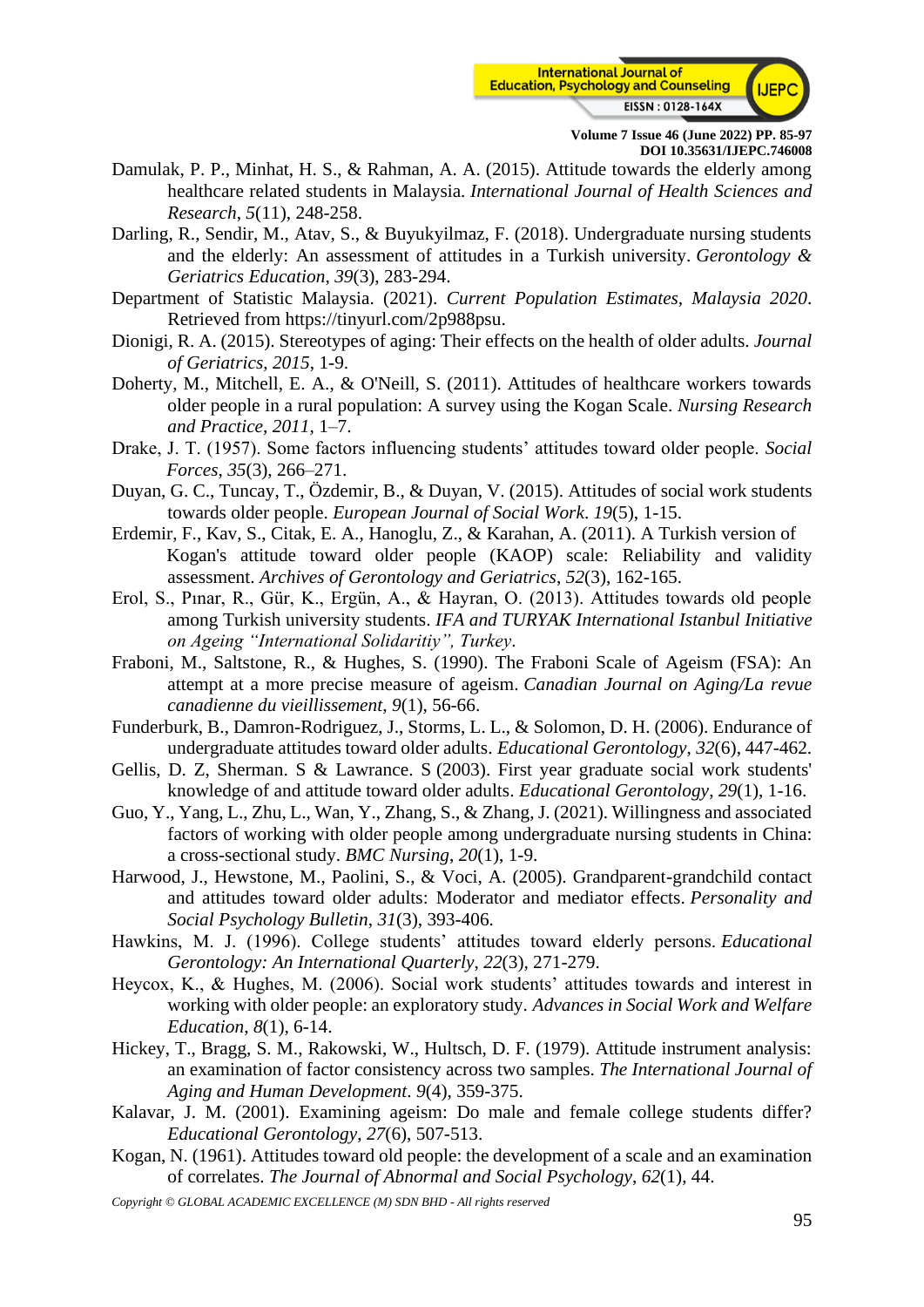Damulak, P. P., Minhat, H. S., & Rahman, A. A. (2015). Attitude towards the elderly among healthcare related students in Malaysia. *International Journal of Health Sciences and Research*, *5*(11), 248-258.

Darling, R., Sendir, M., Atav, S., & Buyukyilmaz, F. (2018). Undergraduate nursing students and the elderly: An assessment of attitudes in a Turkish university. *Gerontology & Geriatrics Education*, *39*(3), 283-294.

Department of Statistic Malaysia. (2021). *Current Population Estimates, Malaysia 2020*. Retrieved from https://tinyurl.com/2p988psu.

Dionigi, R. A. (2015). Stereotypes of aging: Their effects on the health of older adults. *Journal of Geriatrics*, *2015*, 1-9.

Doherty, M., Mitchell, E. A., & O'Neill, S. (2011). Attitudes of healthcare workers towards older people in a rural population: A survey using the Kogan Scale. *Nursing Research and Practice*, *2011*, 1–7.

Drake, J. T. (1957). Some factors influencing students' attitudes toward older people. *Social Forces*, *35*(3), 266–271.

Duyan, G. C., Tuncay, T., Özdemir, B., & Duyan, V. (2015). Attitudes of social work students towards older people. *European Journal of Social Work*. *19*(5), 1-15.

Erdemir, F., Kav, S., Citak, E. A., Hanoglu, Z., & Karahan, A. (2011). A Turkish version of Kogan's attitude toward older people (KAOP) scale: Reliability and validity assessment. *Archives of Gerontology and Geriatrics*, *52*(3), 162-165.

Erol, S., Pınar, R., Gür, K., Ergün, A., & Hayran, O. (2013). Attitudes towards old people among Turkish university students. *IFA and TURYAK International Istanbul Initiative on Ageing "International Solidaritiy", Turkey*.

Fraboni, M., Saltstone, R., & Hughes, S. (1990). The Fraboni Scale of Ageism (FSA): An attempt at a more precise measure of ageism. *Canadian Journal on Aging/La revue canadienne du vieillissement*, *9*(1), 56-66.

Funderburk, B., Damron-Rodriguez, J., Storms, L. L., & Solomon, D. H. (2006). Endurance of undergraduate attitudes toward older adults. *Educational Gerontology*, *32*(6), 447-462.

Gellis, D. Z, Sherman. S & Lawrance. S (2003). First year graduate social work students' knowledge of and attitude toward older adults. *Educational Gerontology*, *29*(1), 1-16.

Guo, Y., Yang, L., Zhu, L., Wan, Y., Zhang, S., & Zhang, J. (2021). Willingness and associated factors of working with older people among undergraduate nursing students in China: a cross-sectional study. *BMC Nursing*, *20*(1), 1-9.

Harwood, J., Hewstone, M., Paolini, S., & Voci, A. (2005). Grandparent-grandchild contact and attitudes toward older adults: Moderator and mediator effects. *Personality and Social Psychology Bulletin*, *31*(3), 393-406.

Hawkins, M. J. (1996). College students' attitudes toward elderly persons. *Educational Gerontology: An International Quarterly*, *22*(3), 271-279.

Heycox, K., & Hughes, M. (2006). Social work students' attitudes towards and interest in working with older people: an exploratory study. *Advances in Social Work and Welfare Education*, *8*(1), 6-14.

Hickey, T., Bragg, S. M., Rakowski, W., Hultsch, D. F. (1979). Attitude instrument analysis: an examination of factor consistency across two samples. *The International Journal of Aging and Human Development*. *9*(4), 359-375.

Kalavar, J. M. (2001). Examining ageism: Do male and female college students differ? *Educational Gerontology*, *27*(6), 507-513.

Kogan, N. (1961). Attitudes toward old people: the development of a scale and an examination of correlates. *The Journal of Abnormal and Social Psychology*, *62*(1), 44.

*Copyright © GLOBAL ACADEMIC EXCELLENCE (M) SDN BHD - All rights reserved*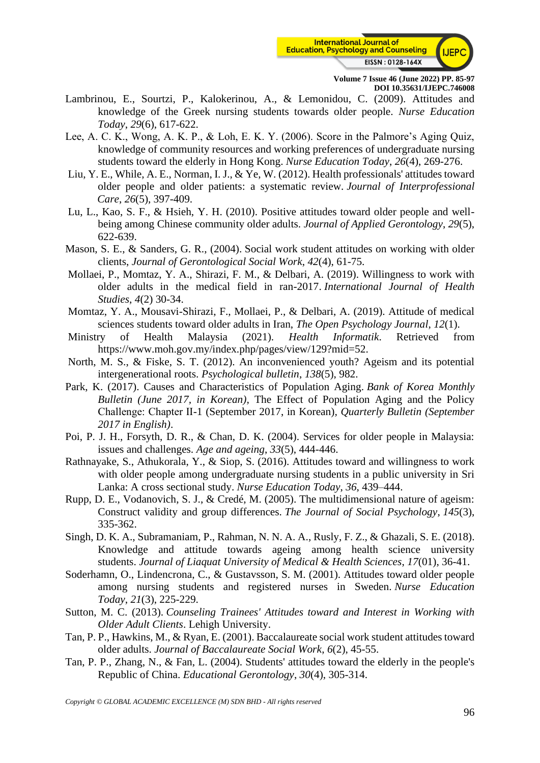Lambrinou, E., Sourtzi, P., Kalokerinou, A., & Lemonidou, C. (2009). Attitudes and knowledge of the Greek nursing students towards older people. *Nurse Education Today*, *29*(6), 617-622.

Lee, A. C. K., Wong, A. K. P., & Loh, E. K. Y. (2006). Score in the Palmore's Aging Quiz, knowledge of community resources and working preferences of undergraduate nursing students toward the elderly in Hong Kong. *Nurse Education Today*, *26*(4), 269-276.

Liu, Y. E., While, A. E., Norman, I. J., & Ye, W. (2012). Health professionals' attitudes toward older people and older patients: a systematic review. *Journal of Interprofessional Care*, *26*(5), 397-409.

Lu, L., Kao, S. F., & Hsieh, Y. H. (2010). Positive attitudes toward older people and well-being among Chinese community older adults. *Journal of Applied Gerontology*, *29*(5), 622-639.

Mason, S. E., & Sanders, G. R., (2004). Social work student attitudes on working with older clients, *Journal of Gerontological Social Work*, *42*(4), 61-75.

Mollaei, P., Momtaz, Y. A., Shirazi, F. M., & Delbari, A. (2019). Willingness to work with older adults in the medical field in ran-2017. *International Journal of Health Studies*, *4*(2) 30-34.

Momtaz, Y. A., Mousavi-Shirazi, F., Mollaei, P., & Delbari, A. (2019). Attitude of medical sciences students toward older adults in Iran, *The Open Psychology Journal*, *12*(1).

Ministry of Health Malaysia (2021). *Health Informatik*. Retrieved from https://www.moh.gov.my/index.php/pages/view/129?mid=52.

North, M. S., & Fiske, S. T. (2012). An inconvenienced youth? Ageism and its potential intergenerational roots. *Psychological bulletin*, *138*(5), 982.

Park, K. (2017). Causes and Characteristics of Population Aging. *Bank of Korea Monthly Bulletin (June 2017, in Korean)*, The Effect of Population Aging and the Policy Challenge: Chapter II-1 (September 2017, in Korean), *Quarterly Bulletin (September 2017 in English)*.

Poi, P. J. H., Forsyth, D. R., & Chan, D. K. (2004). Services for older people in Malaysia: issues and challenges. *Age and ageing*, *33*(5), 444-446.

Rathnayake, S., Athukorala, Y., & Siop, S. (2016). Attitudes toward and willingness to work with older people among undergraduate nursing students in a public university in Sri Lanka: A cross sectional study. *Nurse Education Today*, *36*, 439–444.

Rupp, D. E., Vodanovich, S. J., & Credé, M. (2005). The multidimensional nature of ageism: Construct validity and group differences. *The Journal of Social Psychology*, *145*(3), 335-362.

Singh, D. K. A., Subramaniam, P., Rahman, N. N. A. A., Rusly, F. Z., & Ghazali, S. E. (2018). Knowledge and attitude towards ageing among health science university students. *Journal of Liaquat University of Medical & Health Sciences*, *17*(01), 36-41.

Soderhamn, O., Lindencrona, C., & Gustavsson, S. M. (2001). Attitudes toward older people among nursing students and registered nurses in Sweden. *Nurse Education Today*, *21*(3), 225-229.

Sutton, M. C. (2013). *Counseling Trainees' Attitudes toward and Interest in Working with Older Adult Clients*. Lehigh University.

Tan, P. P., Hawkins, M., & Ryan, E. (2001). Baccalaureate social work student attitudes toward older adults. *Journal of Baccalaureate Social Work*, *6*(2), 45-55.

Tan, P. P., Zhang, N., & Fan, L. (2004). Students' attitudes toward the elderly in the people's Republic of China. *Educational Gerontology*, *30*(4), 305-314.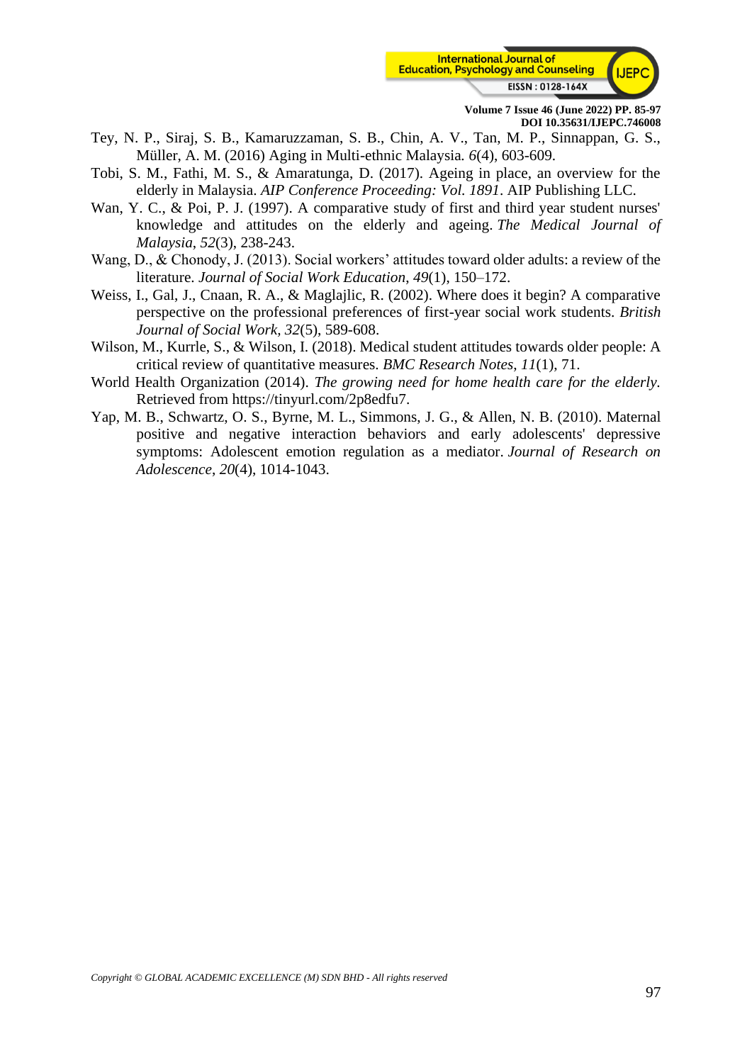Tey, N. P., Siraj, S. B., Kamaruzzaman, S. B., Chin, A. V., Tan, M. P., Sinnappan, G. S., Müller, A. M. (2016) Aging in Multi-ethnic Malaysia. *6*(4), 603-609.

Tobi, S. M., Fathi, M. S., & Amaratunga, D. (2017). Ageing in place, an overview for the elderly in Malaysia. *AIP Conference Proceeding: Vol. 1891*. AIP Publishing LLC.

Wan, Y. C., & Poi, P. J. (1997). A comparative study of first and third year student nurses' knowledge and attitudes on the elderly and ageing. *The Medical Journal of Malaysia*, *52*(3), 238-243.

Wang, D., & Chonody, J. (2013). Social workers' attitudes toward older adults: a review of the literature. *Journal of Social Work Education*, *49*(1), 150–172.

Weiss, I., Gal, J., Cnaan, R. A., & Maglajlic, R. (2002). Where does it begin? A comparative perspective on the professional preferences of first-year social work students. *British Journal of Social Work*, *32*(5), 589-608.

Wilson, M., Kurrle, S., & Wilson, I. (2018). Medical student attitudes towards older people: A critical review of quantitative measures. *BMC Research Notes*, *11*(1), 71.

World Health Organization (2014). *The growing need for home health care for the elderly*. Retrieved from https://tinyurl.com/2p8edfu7.

Yap, M. B., Schwartz, O. S., Byrne, M. L., Simmons, J. G., & Allen, N. B. (2010). Maternal positive and negative interaction behaviors and early adolescents' depressive symptoms: Adolescent emotion regulation as a mediator. *Journal of Research on Adolescence*, *20*(4), 1014-1043.